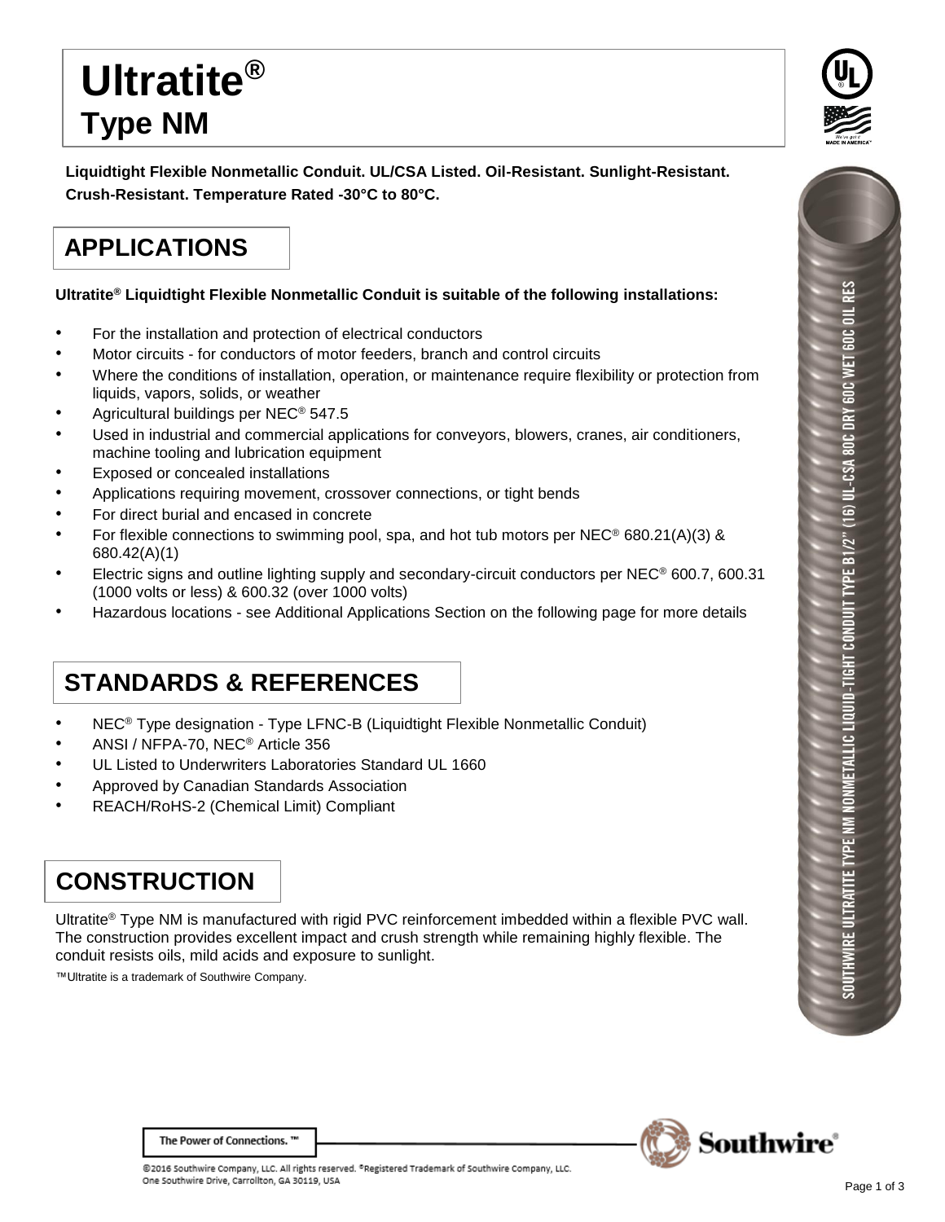# Ultratite®
## Type NM

**Liquidtight Flexible Nonmetallic Conduit. UL/CSA Listed. Oil-Resistant. Sunlight-Resistant. Crush-Resistant. Temperature Rated -30°C to 80°C.**

## APPLICATIONS

**Ultratite® Liquidtight Flexible Nonmetallic Conduit is suitable of the following installations:**

- For the installation and protection of electrical conductors
- Motor circuits - for conductors of motor feeders, branch and control circuits
- Where the conditions of installation, operation, or maintenance require flexibility or protection from liquids, vapors, solids, or weather
- Agricultural buildings per NEC® 547.5
- Used in industrial and commercial applications for conveyors, blowers, cranes, air conditioners, machine tooling and lubrication equipment
- Exposed or concealed installations
- Applications requiring movement, crossover connections, or tight bends
- For direct burial and encased in concrete
- For flexible connections to swimming pool, spa, and hot tub motors per NEC® 680.21(A)(3) & 680.42(A)(1)
- Electric signs and outline lighting supply and secondary-circuit conductors per NEC® 600.7, 600.31 (1000 volts or less) & 600.32 (over 1000 volts)
- Hazardous locations - see Additional Applications Section on the following page for more details

## STANDARDS & REFERENCES

- NEC® Type designation - Type LFNC-B (Liquidtight Flexible Nonmetallic Conduit)
- ANSI / NFPA-70, NEC® Article 356
- UL Listed to Underwriters Laboratories Standard UL 1660
- Approved by Canadian Standards Association
- REACH/RoHS-2 (Chemical Limit) Compliant

## CONSTRUCTION

Ultratite® Type NM is manufactured with rigid PVC reinforcement imbedded within a flexible PVC wall. The construction provides excellent impact and crush strength while remaining highly flexible. The conduit resists oils, mild acids and exposure to sunlight.

™Ultratite is a trademark of Southwire Company.

SOUTHWIRE ULTRATITE TYPE NM NONMETALLIC LIQUID-TIGHT CONDUIT TYPE B1/2" (16) UL-CSA 80C DRY 60C WET 60C OIL RES

The Power of Connections.™

©2016 Southwire Company, LLC. All rights reserved. ®Registered Trademark of Southwire Company, LLC.
One Southwire Drive, Carrollton, GA 30119, USA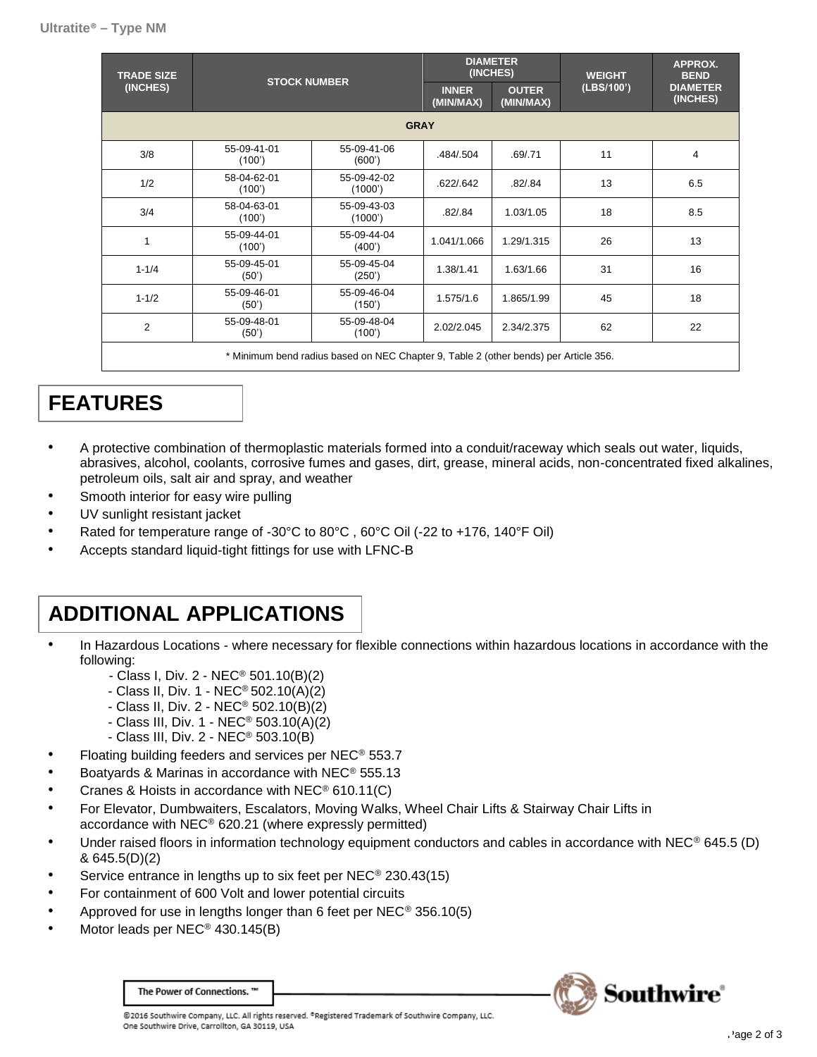Ultratite® – Type NM

| TRADE SIZE (INCHES) | STOCK NUMBER | | DIAMETER (INCHES) | | WEIGHT (LBS/100') | APPROX. BEND DIAMETER (INCHES) |
|---|---|---|---|---|---|---|
| | | | INNER (MIN/MAX) | OUTER (MIN/MAX) | | |
| **GRAY** | | | | | | |
| 3/8 | 55-09-41-01 (100') | 55-09-41-06 (600') | .484/.504 | .69/.71 | 11 | 4 |
| 1/2 | 58-04-62-01 (100') | 55-09-42-02 (1000') | .622/.642 | .82/.84 | 13 | 6.5 |
| 3/4 | 58-04-63-01 (100') | 55-09-43-03 (1000') | .82/.84 | 1.03/1.05 | 18 | 8.5 |
| 1 | 55-09-44-01 (100') | 55-09-44-04 (400') | 1.041/1.066 | 1.29/1.315 | 26 | 13 |
| 1-1/4 | 55-09-45-01 (50') | 55-09-45-04 (250') | 1.38/1.41 | 1.63/1.66 | 31 | 16 |
| 1-1/2 | 55-09-46-01 (50') | 55-09-46-04 (150') | 1.575/1.6 | 1.865/1.99 | 45 | 18 |
| 2 | 55-09-48-01 (50') | 55-09-48-04 (100') | 2.02/2.045 | 2.34/2.375 | 62 | 22 |

* Minimum bend radius based on NEC Chapter 9, Table 2 (other bends) per Article 356.

## FEATURES

- A protective combination of thermoplastic materials formed into a conduit/raceway which seals out water, liquids, abrasives, alcohol, coolants, corrosive fumes and gases, dirt, grease, mineral acids, non-concentrated fixed alkalines, petroleum oils, salt air and spray, and weather
- Smooth interior for easy wire pulling
- UV sunlight resistant jacket
- Rated for temperature range of -30°C to 80°C , 60°C Oil (-22 to +176, 140°F Oil)
- Accepts standard liquid-tight fittings for use with LFNC-B

## ADDITIONAL APPLICATIONS

- In Hazardous Locations - where necessary for flexible connections within hazardous locations in accordance with the following:
  - Class I, Div. 2 - NEC® 501.10(B)(2)
  - Class II, Div. 1 - NEC® 502.10(A)(2)
  - Class II, Div. 2 - NEC® 502.10(B)(2)
  - Class III, Div. 1 - NEC® 503.10(A)(2)
  - Class III, Div. 2 - NEC® 503.10(B)
- Floating building feeders and services per NEC® 553.7
- Boatyards & Marinas in accordance with NEC® 555.13
- Cranes & Hoists in accordance with NEC® 610.11(C)
- For Elevator, Dumbwaiters, Escalators, Moving Walks, Wheel Chair Lifts & Stairway Chair Lifts in accordance with NEC® 620.21 (where expressly permitted)
- Under raised floors in information technology equipment conductors and cables in accordance with NEC® 645.5 (D) & 645.5(D)(2)
- Service entrance in lengths up to six feet per NEC® 230.43(15)
- For containment of 600 Volt and lower potential circuits
- Approved for use in lengths longer than 6 feet per NEC® 356.10(5)
- Motor leads per NEC® 430.145(B)

The Power of Connections.™

©2016 Southwire Company, LLC. All rights reserved. ®Registered Trademark of Southwire Company, LLC.
One Southwire Drive, Carrollton, GA 30119, USA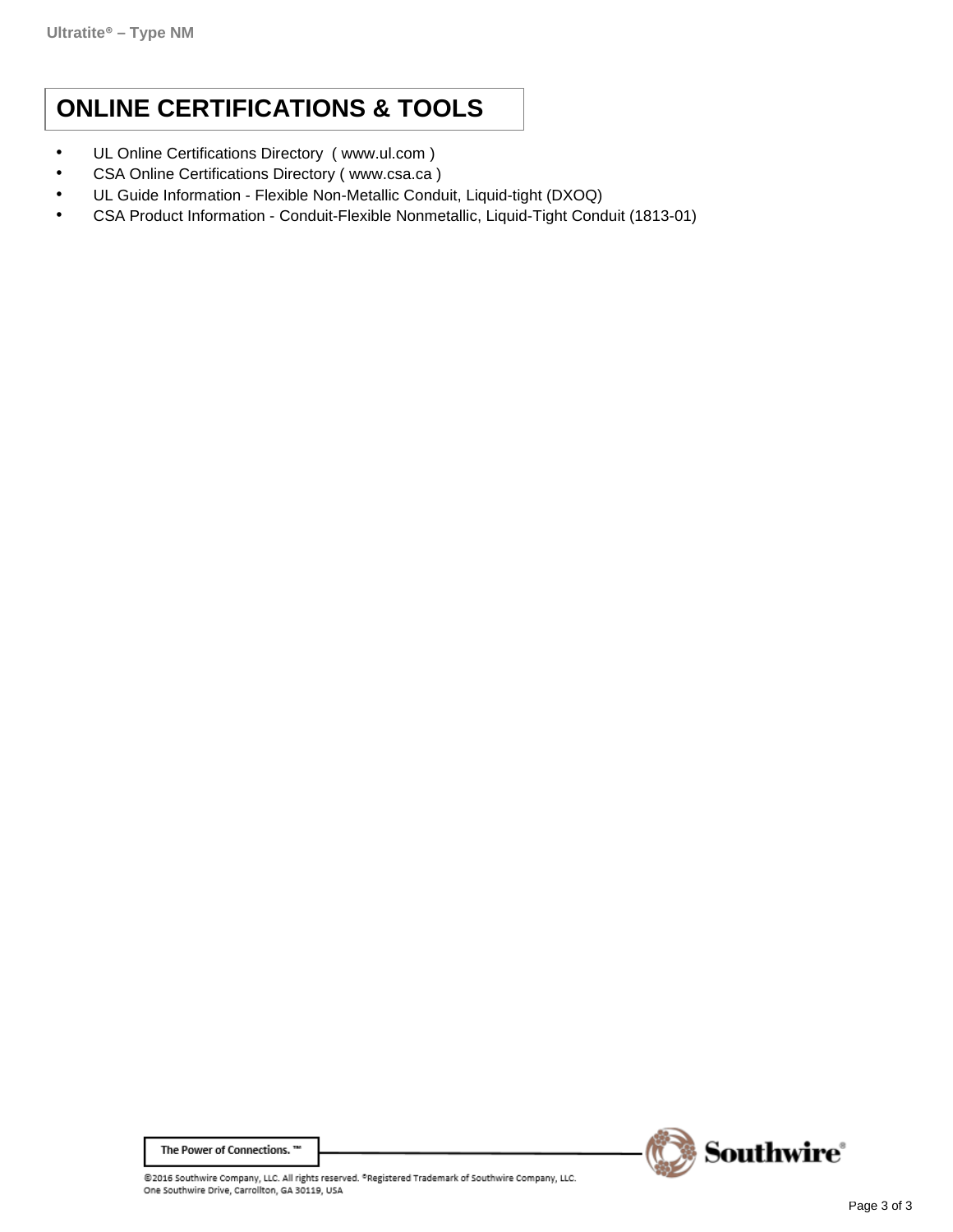## ONLINE CERTIFICATIONS & TOOLS

- UL Online Certifications Directory ( www.ul.com )
- CSA Online Certifications Directory ( www.csa.ca )
- UL Guide Information - Flexible Non-Metallic Conduit, Liquid-tight (DXOQ)
- CSA Product Information - Conduit-Flexible Nonmetallic, Liquid-Tight Conduit (1813-01)